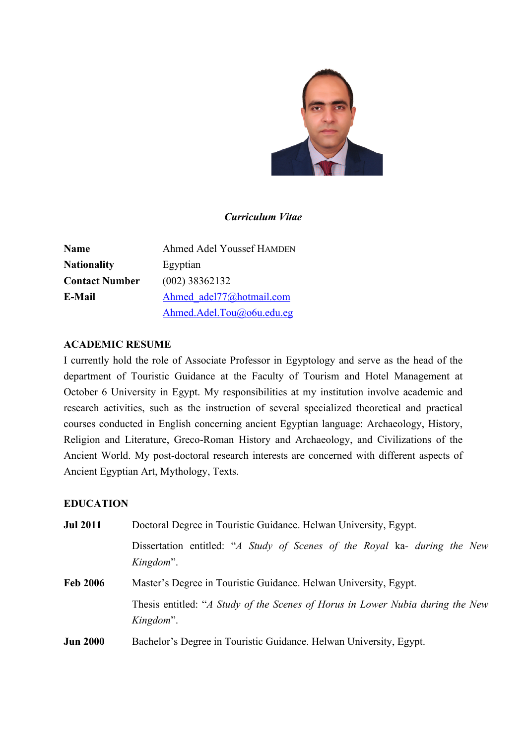*Curriculum Vitae*

| | |
|---|---|
| **Name** | Ahmed Adel Youssef HAMDEN |
| **Nationality** | Egyptian |
| **Contact Number** | (002) 38362132 |
| **E-Mail** | Ahmed_adel77@hotmail.com |
| | Ahmed.Adel.Tou@o6u.edu.eg |

## ACADEMIC RESUME

I currently hold the role of Associate Professor in Egyptology and serve as the head of the department of Touristic Guidance at the Faculty of Tourism and Hotel Management at October 6 University in Egypt. My responsibilities at my institution involve academic and research activities, such as the instruction of several specialized theoretical and practical courses conducted in English concerning ancient Egyptian language: Archaeology, History, Religion and Literature, Greco-Roman History and Archaeology, and Civilizations of the Ancient World. My post-doctoral research interests are concerned with different aspects of Ancient Egyptian Art, Mythology, Texts.

## EDUCATION

**Jul 2011** Doctoral Degree in Touristic Guidance. Helwan University, Egypt.

Dissertation entitled: "*A Study of Scenes of the Royal* ka- *during the New Kingdom*".

**Feb 2006** Master's Degree in Touristic Guidance. Helwan University, Egypt.

Thesis entitled: "*A Study of the Scenes of Horus in Lower Nubia during the New Kingdom*".

**Jun 2000** Bachelor's Degree in Touristic Guidance. Helwan University, Egypt.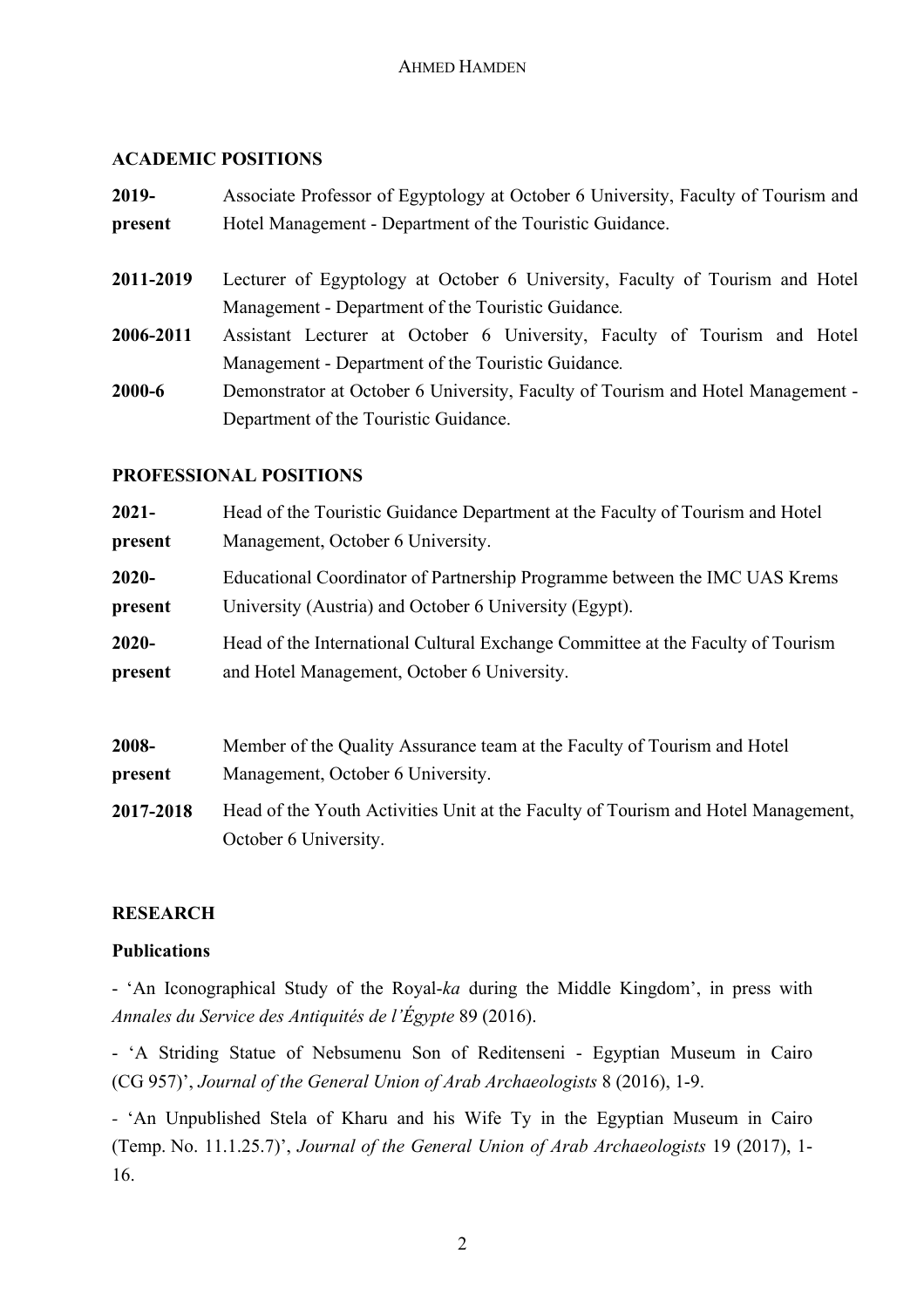## ACADEMIC POSITIONS

**2019-present** Associate Professor of Egyptology at October 6 University, Faculty of Tourism and Hotel Management - Department of the Touristic Guidance.

**2011-2019** Lecturer of Egyptology at October 6 University, Faculty of Tourism and Hotel Management - Department of the Touristic Guidance.

**2006-2011** Assistant Lecturer at October 6 University, Faculty of Tourism and Hotel Management - Department of the Touristic Guidance.

**2000-6** Demonstrator at October 6 University, Faculty of Tourism and Hotel Management - Department of the Touristic Guidance.

## PROFESSIONAL POSITIONS

**2021-present** Head of the Touristic Guidance Department at the Faculty of Tourism and Hotel Management, October 6 University.

**2020-present** Educational Coordinator of Partnership Programme between the IMC UAS Krems University (Austria) and October 6 University (Egypt).

**2020-present** Head of the International Cultural Exchange Committee at the Faculty of Tourism and Hotel Management, October 6 University.

**2008-present** Member of the Quality Assurance team at the Faculty of Tourism and Hotel Management, October 6 University.

**2017-2018** Head of the Youth Activities Unit at the Faculty of Tourism and Hotel Management, October 6 University.

## RESEARCH

### Publications

- 'An Iconographical Study of the Royal-*ka* during the Middle Kingdom', in press with *Annales du Service des Antiquités de l'Égypte* 89 (2016).

- 'A Striding Statue of Nebsumenu Son of Reditenseni - Egyptian Museum in Cairo (CG 957)', *Journal of the General Union of Arab Archaeologists* 8 (2016), 1-9.

- 'An Unpublished Stela of Kharu and his Wife Ty in the Egyptian Museum in Cairo (Temp. No. 11.1.25.7)', *Journal of the General Union of Arab Archaeologists* 19 (2017), 1-16.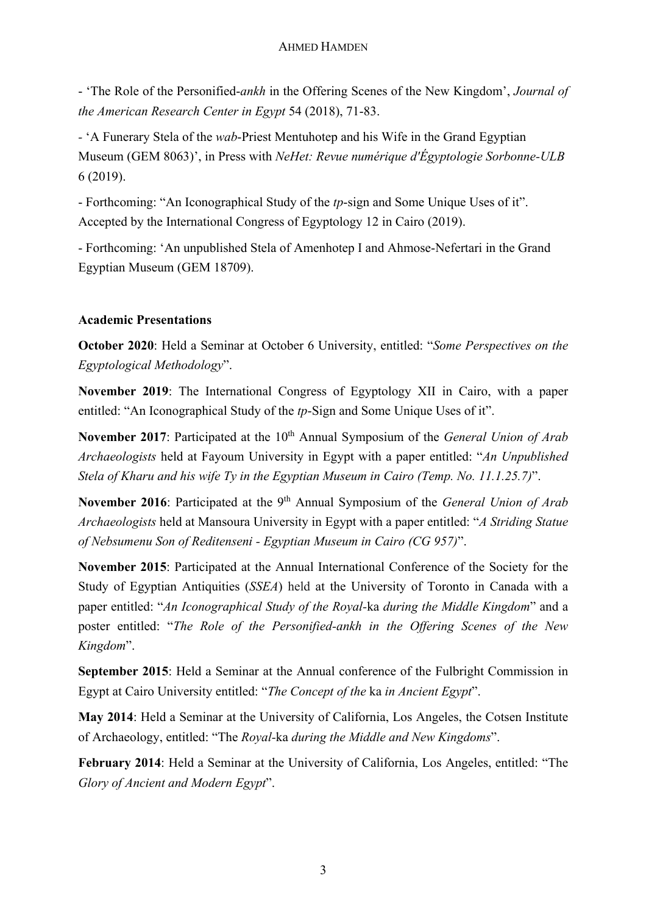- 'The Role of the Personified-*ankh* in the Offering Scenes of the New Kingdom', *Journal of the American Research Center in Egypt* 54 (2018), 71-83.

- 'A Funerary Stela of the *wab*-Priest Mentuhotep and his Wife in the Grand Egyptian Museum (GEM 8063)', in Press with *NeHet: Revue numérique d'Égyptologie Sorbonne-ULB* 6 (2019).

- Forthcoming: "An Iconographical Study of the *tp*-sign and Some Unique Uses of it". Accepted by the International Congress of Egyptology 12 in Cairo (2019).

- Forthcoming: 'An unpublished Stela of Amenhotep I and Ahmose-Nefertari in the Grand Egyptian Museum (GEM 18709).

**Academic Presentations**

**October 2020**: Held a Seminar at October 6 University, entitled: "*Some Perspectives on the Egyptological Methodology*".

**November 2019**: The International Congress of Egyptology XII in Cairo, with a paper entitled: "An Iconographical Study of the *tp*-Sign and Some Unique Uses of it".

**November 2017**: Participated at the 10th Annual Symposium of the *General Union of Arab Archaeologists* held at Fayoum University in Egypt with a paper entitled: "*An Unpublished Stela of Kharu and his wife Ty in the Egyptian Museum in Cairo (Temp. No. 11.1.25.7)*".

**November 2016**: Participated at the 9th Annual Symposium of the *General Union of Arab Archaeologists* held at Mansoura University in Egypt with a paper entitled: "*A Striding Statue of Nebsumenu Son of Reditenseni - Egyptian Museum in Cairo (CG 957)*".

**November 2015**: Participated at the Annual International Conference of the Society for the Study of Egyptian Antiquities (*SSEA*) held at the University of Toronto in Canada with a paper entitled: "*An Iconographical Study of the Royal*-ka *during the Middle Kingdom*" and a poster entitled: "*The Role of the Personified-ankh in the Offering Scenes of the New Kingdom*".

**September 2015**: Held a Seminar at the Annual conference of the Fulbright Commission in Egypt at Cairo University entitled: "*The Concept of the* ka *in Ancient Egypt*".

**May 2014**: Held a Seminar at the University of California, Los Angeles, the Cotsen Institute of Archaeology, entitled: "The *Royal*-ka *during the Middle and New Kingdoms*".

**February 2014**: Held a Seminar at the University of California, Los Angeles, entitled: "The *Glory of Ancient and Modern Egypt*".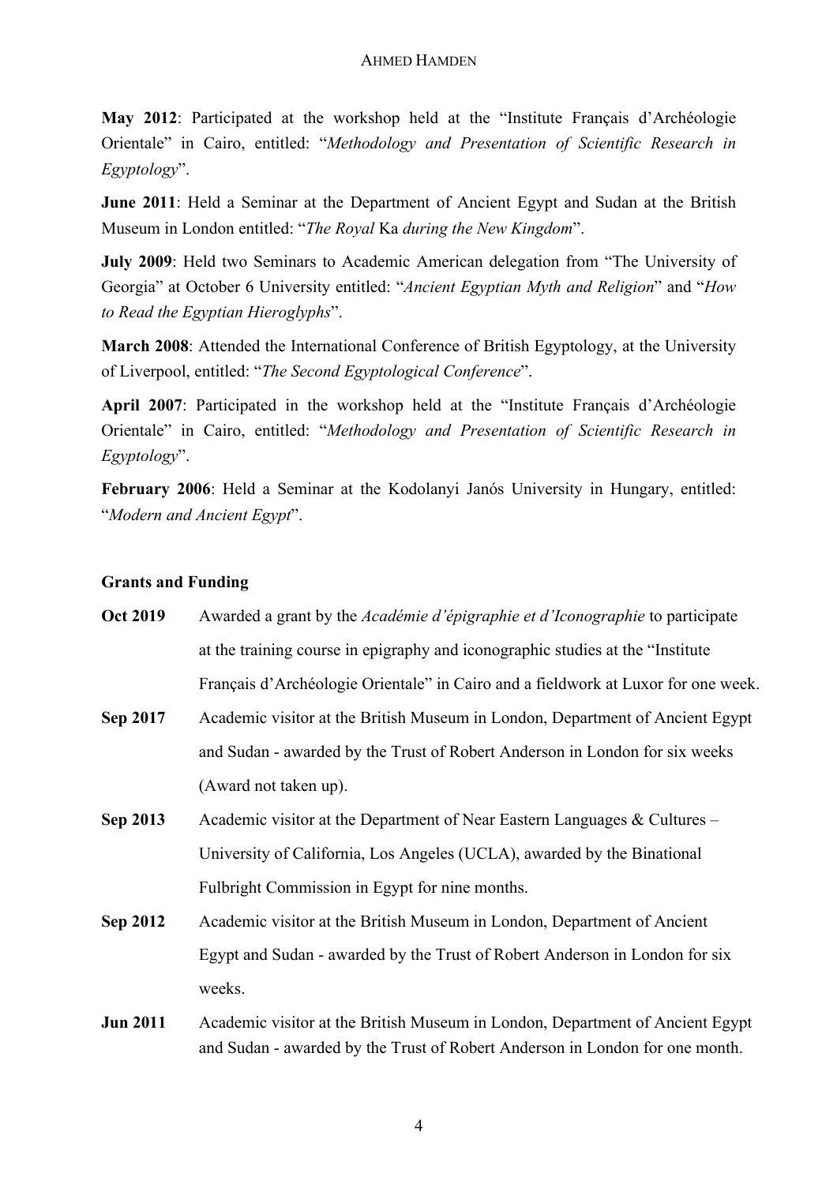**May 2012**: Participated at the workshop held at the "Institute Français d'Archéologie Orientale" in Cairo, entitled: "*Methodology and Presentation of Scientific Research in Egyptology*".

**June 2011**: Held a Seminar at the Department of Ancient Egypt and Sudan at the British Museum in London entitled: "*The Royal* Ka *during the New Kingdom*".

**July 2009**: Held two Seminars to Academic American delegation from "The University of Georgia" at October 6 University entitled: "*Ancient Egyptian Myth and Religion*" and "*How to Read the Egyptian Hieroglyphs*".

**March 2008**: Attended the International Conference of British Egyptology, at the University of Liverpool, entitled: "*The Second Egyptological Conference*".

**April 2007**: Participated in the workshop held at the "Institute Français d'Archéologie Orientale" in Cairo, entitled: "*Methodology and Presentation of Scientific Research in Egyptology*".

**February 2006**: Held a Seminar at the Kodolanyi Janós University in Hungary, entitled: "*Modern and Ancient Egypt*".

**Grants and Funding**

**Oct 2019** Awarded a grant by the *Académie d'épigraphie et d'Iconographie* to participate at the training course in epigraphy and iconographic studies at the "Institute Français d'Archéologie Orientale" in Cairo and a fieldwork at Luxor for one week.

**Sep 2017** Academic visitor at the British Museum in London, Department of Ancient Egypt and Sudan - awarded by the Trust of Robert Anderson in London for six weeks (Award not taken up).

**Sep 2013** Academic visitor at the Department of Near Eastern Languages & Cultures – University of California, Los Angeles (UCLA), awarded by the Binational Fulbright Commission in Egypt for nine months.

**Sep 2012** Academic visitor at the British Museum in London, Department of Ancient Egypt and Sudan - awarded by the Trust of Robert Anderson in London for six weeks.

**Jun 2011** Academic visitor at the British Museum in London, Department of Ancient Egypt and Sudan - awarded by the Trust of Robert Anderson in London for one month.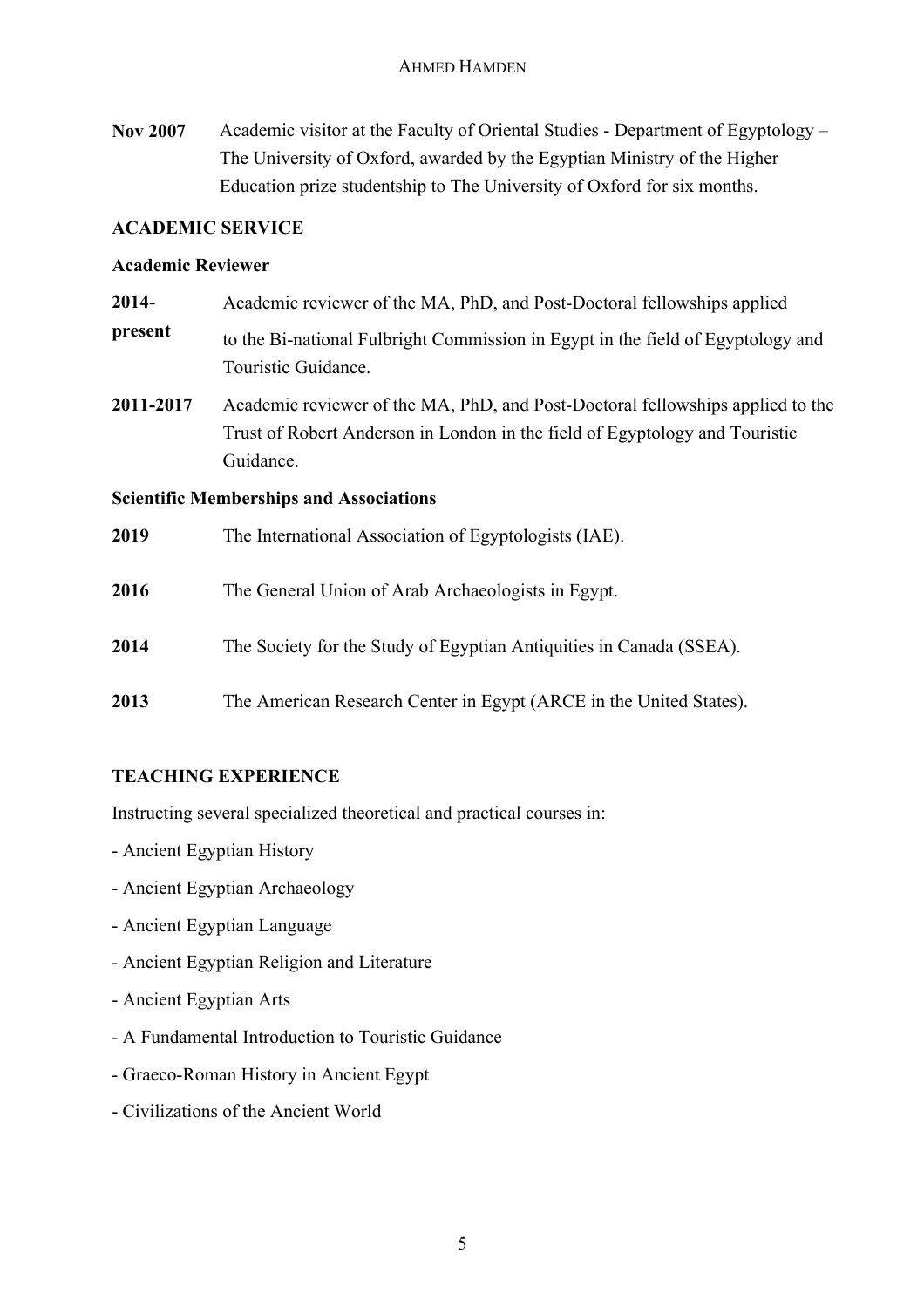**Nov 2007** Academic visitor at the Faculty of Oriental Studies - Department of Egyptology – The University of Oxford, awarded by the Egyptian Ministry of the Higher Education prize studentship to The University of Oxford for six months.

## ACADEMIC SERVICE

### Academic Reviewer

**2014-present** Academic reviewer of the MA, PhD, and Post-Doctoral fellowships applied to the Bi-national Fulbright Commission in Egypt in the field of Egyptology and Touristic Guidance.

**2011-2017** Academic reviewer of the MA, PhD, and Post-Doctoral fellowships applied to the Trust of Robert Anderson in London in the field of Egyptology and Touristic Guidance.

### Scientific Memberships and Associations

**2019** The International Association of Egyptologists (IAE).

**2016** The General Union of Arab Archaeologists in Egypt.

**2014** The Society for the Study of Egyptian Antiquities in Canada (SSEA).

**2013** The American Research Center in Egypt (ARCE in the United States).

## TEACHING EXPERIENCE

Instructing several specialized theoretical and practical courses in:

- Ancient Egyptian History
- Ancient Egyptian Archaeology
- Ancient Egyptian Language
- Ancient Egyptian Religion and Literature
- Ancient Egyptian Arts
- A Fundamental Introduction to Touristic Guidance
- Graeco-Roman History in Ancient Egypt
- Civilizations of the Ancient World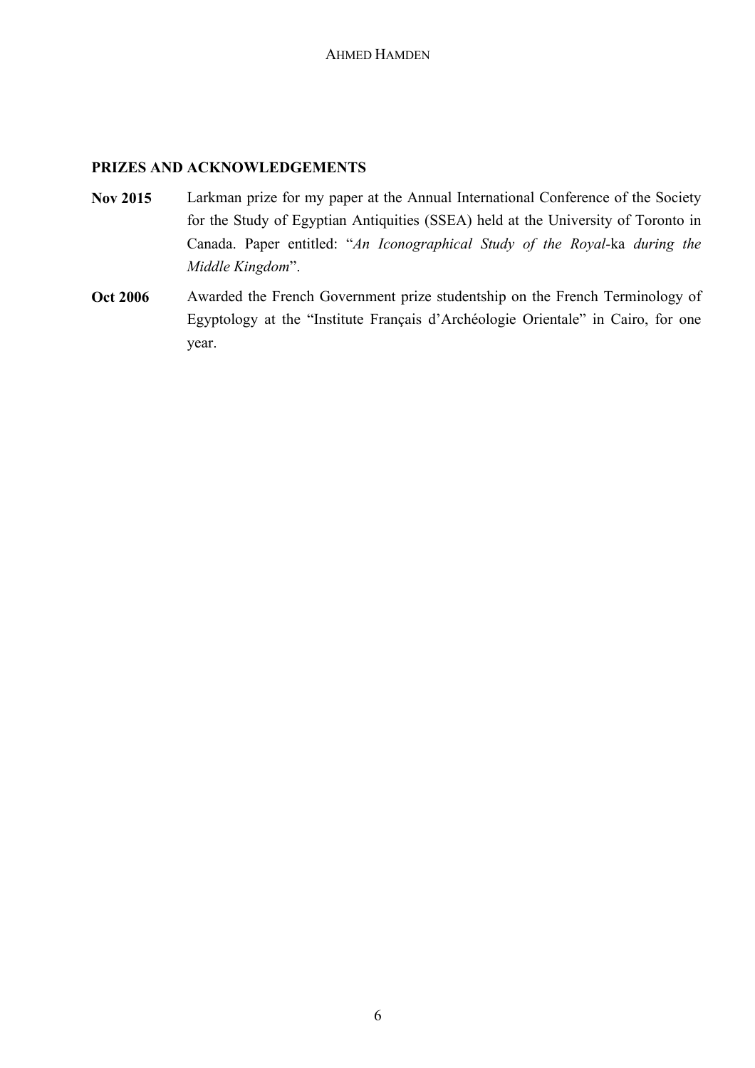**PRIZES AND ACKNOWLEDGEMENTS**

**Nov 2015** Larkman prize for my paper at the Annual International Conference of the Society for the Study of Egyptian Antiquities (SSEA) held at the University of Toronto in Canada. Paper entitled: "*An Iconographical Study of the Royal-*ka *during the Middle Kingdom*".

**Oct 2006** Awarded the French Government prize studentship on the French Terminology of Egyptology at the "Institute Français d'Archéologie Orientale" in Cairo, for one year.